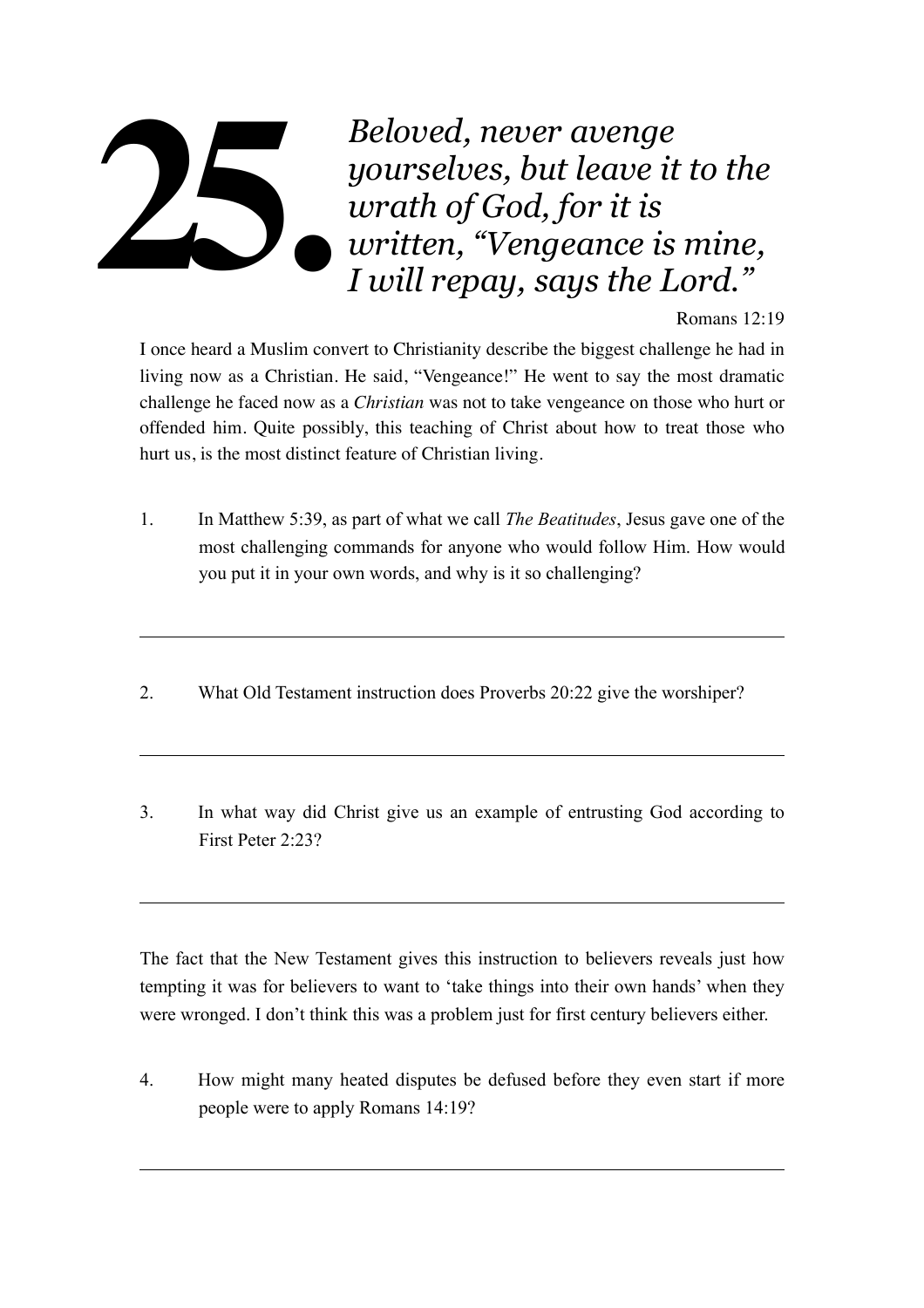# 25. *Beloved, never avenge yourselves, but leave it to the wrath of God, for it is written, "Vengeance is mine, I will repay, says the Lord."*

Romans 12:19

I once heard a Muslim convert to Christianity describe the biggest challenge he had in living now as a Christian. He said, "Vengeance!" He went to say the most dramatic challenge he faced now as a *Christian* was not to take vengeance on those who hurt or offended him. Quite possibly, this teaching of Christ about how to treat those who hurt us, is the most distinct feature of Christian living.

1. In Matthew 5:39, as part of what we call *The Beatitudes*, Jesus gave one of the most challenging commands for anyone who would follow Him. How would you put it in your own words, and why is it so challenging?

---

2. What Old Testament instruction does Proverbs 20:22 give the worshiper?

---

3. In what way did Christ give us an example of entrusting God according to First Peter 2:23?

---

The fact that the New Testament gives this instruction to believers reveals just how tempting it was for believers to want to 'take things into their own hands' when they were wronged. I don't think this was a problem just for first century believers either.

4. How might many heated disputes be defused before they even start if more people were to apply Romans 14:19?

---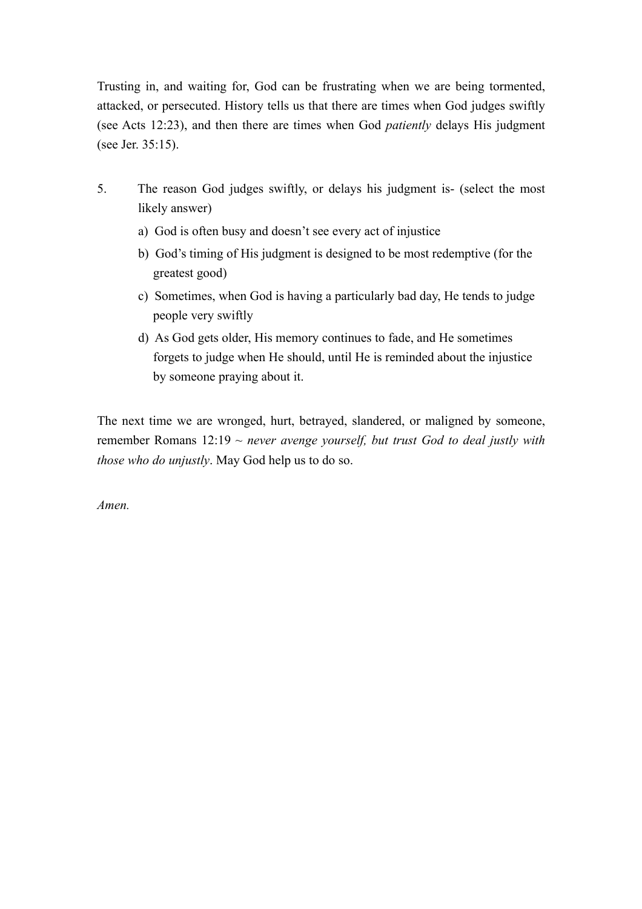Trusting in, and waiting for, God can be frustrating when we are being tormented, attacked, or persecuted. History tells us that there are times when God judges swiftly (see Acts 12:23), and then there are times when God *patiently* delays His judgment (see Jer. 35:15).

5. The reason God judges swiftly, or delays his judgment is- (select the most likely answer)
   a) God is often busy and doesn't see every act of injustice
   b) God's timing of His judgment is designed to be most redemptive (for the greatest good)
   c) Sometimes, when God is having a particularly bad day, He tends to judge people very swiftly
   d) As God gets older, His memory continues to fade, and He sometimes forgets to judge when He should, until He is reminded about the injustice by someone praying about it.

The next time we are wronged, hurt, betrayed, slandered, or maligned by someone, remember Romans 12:19 ~ *never avenge yourself, but trust God to deal justly with those who do unjustly*. May God help us to do so.

*Amen.*